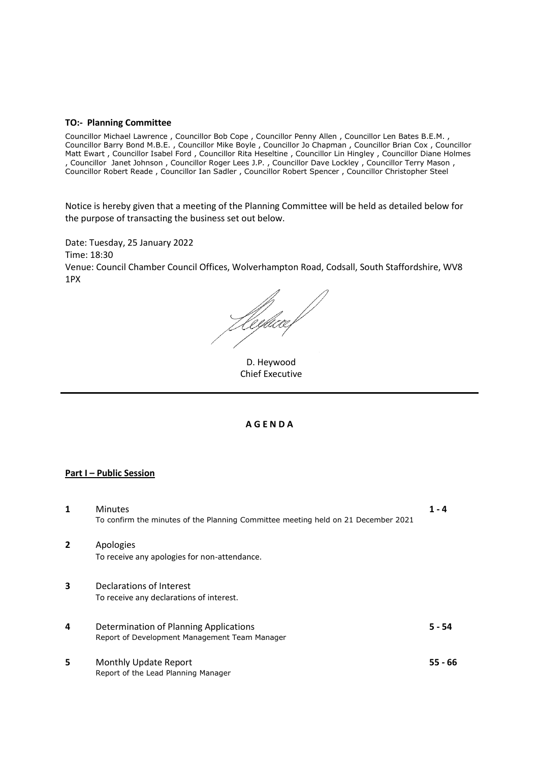**TO:- Planning Committee**

Councillor Michael Lawrence , Councillor Bob Cope , Councillor Penny Allen , Councillor Len Bates B.E.M. , Councillor Barry Bond M.B.E. , Councillor Mike Boyle , Councillor Jo Chapman , Councillor Brian Cox , Councillor Matt Ewart , Councillor Isabel Ford , Councillor Rita Heseltine , Councillor Lin Hingley , Councillor Diane Holmes , Councillor Janet Johnson , Councillor Roger Lees J.P. , Councillor Dave Lockley , Councillor Terry Mason , Councillor Robert Reade , Councillor Ian Sadler , Councillor Robert Spencer , Councillor Christopher Steel

Notice is hereby given that a meeting of the Planning Committee will be held as detailed below for the purpose of transacting the business set out below.

Date: Tuesday, 25 January 2022
Time: 18:30
Venue: Council Chamber Council Offices, Wolverhampton Road, Codsall, South Staffordshire, WV8 1PX

D. Heywood
Chief Executive

---

**A G E N D A**

**Part I – Public Session**

| | | |
|---|---|---|
| **1** | Minutes<br>To confirm the minutes of the Planning Committee meeting held on 21 December 2021 | **1 - 4** |
| **2** | Apologies<br>To receive any apologies for non-attendance. | |
| **3** | Declarations of Interest<br>To receive any declarations of interest. | |
| **4** | Determination of Planning Applications<br>Report of Development Management Team Manager | **5 - 54** |
| **5** | Monthly Update Report<br>Report of the Lead Planning Manager | **55 - 66** |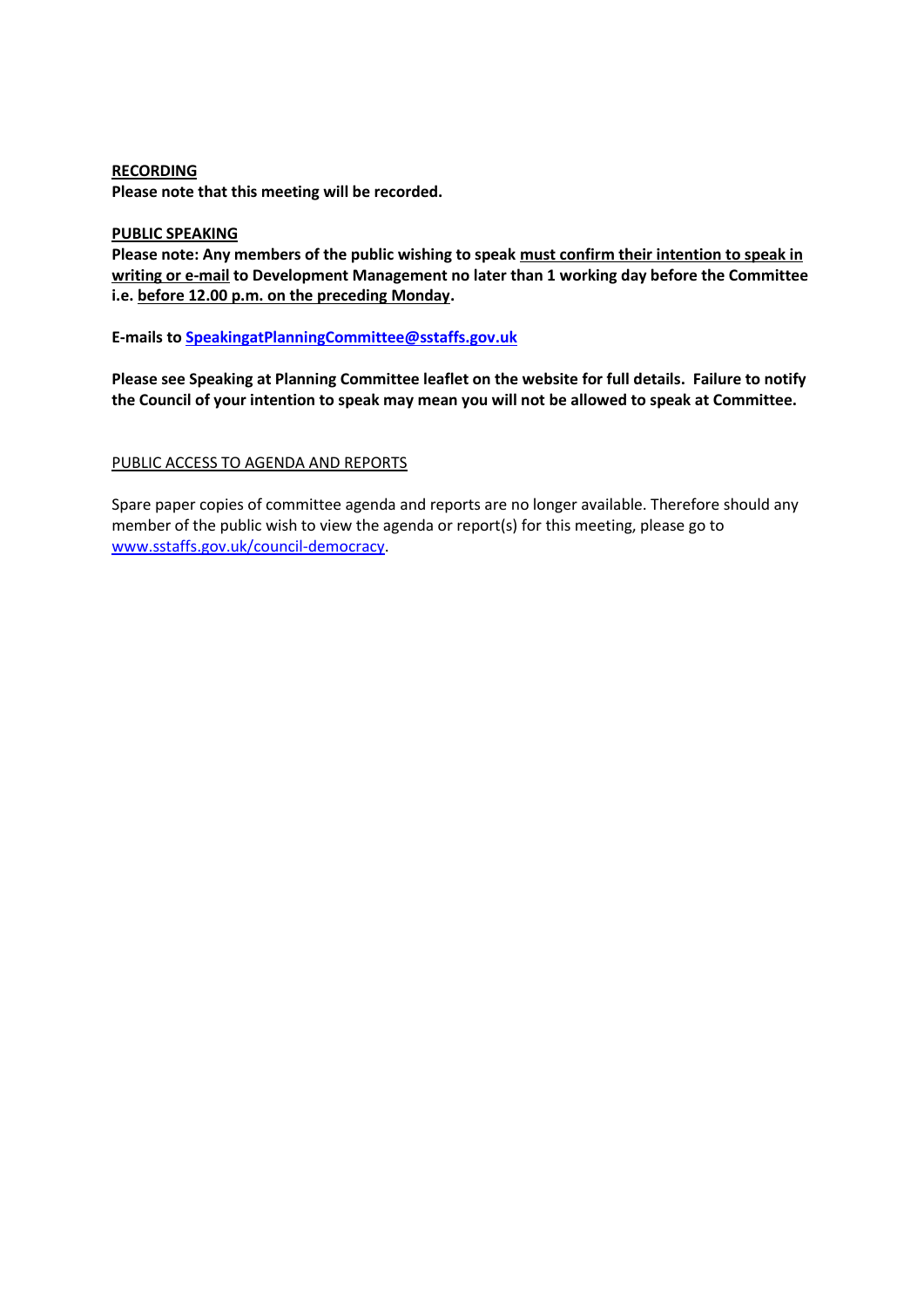**RECORDING**
**Please note that this meeting will be recorded.**

**PUBLIC SPEAKING**
**Please note: Any members of the public wishing to speak must confirm their intention to speak in writing or e-mail to Development Management no later than 1 working day before the Committee i.e. before 12.00 p.m. on the preceding Monday.**

**E-mails to SpeakingatPlanningCommittee@sstaffs.gov.uk**

**Please see Speaking at Planning Committee leaflet on the website for full details. Failure to notify the Council of your intention to speak may mean you will not be allowed to speak at Committee.**

PUBLIC ACCESS TO AGENDA AND REPORTS

Spare paper copies of committee agenda and reports are no longer available. Therefore should any member of the public wish to view the agenda or report(s) for this meeting, please go to www.sstaffs.gov.uk/council-democracy.